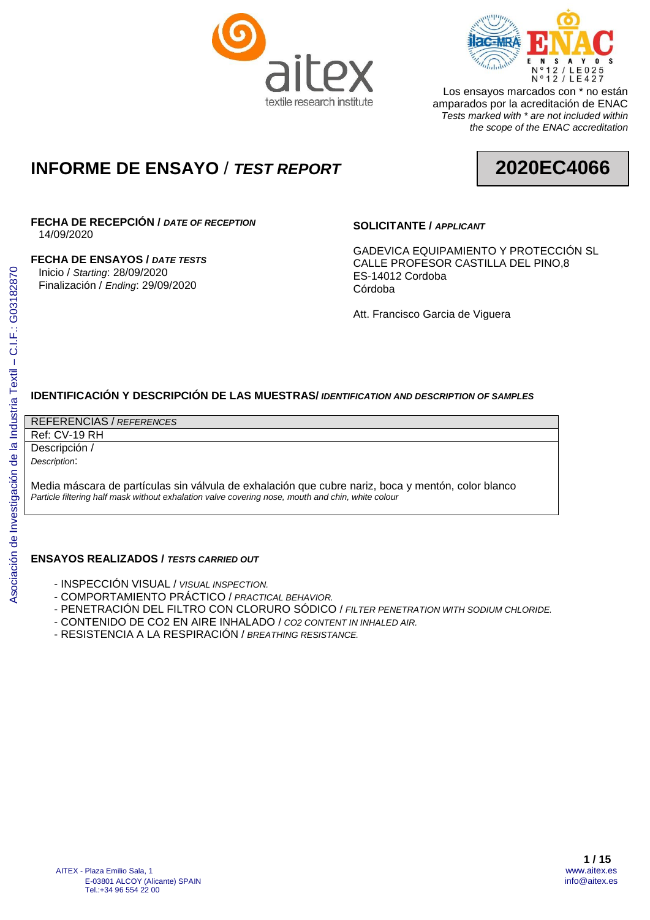Los ensayos marcados con * no están amparados por la acreditación de ENAC
*Tests marked with * are not included within the scope of the ENAC accreditation*

ENSAYOS
Nº12 / LE025
Nº12 / LE427

# INFORME DE ENSAYO / *TEST REPORT*

**2020EC4066**

**FECHA DE RECEPCIÓN / *DATE OF RECEPTION***
14/09/2020

**FECHA DE ENSAYOS / *DATE TESTS***
Inicio / *Starting*: 28/09/2020
Finalización / *Ending*: 29/09/2020

**SOLICITANTE / *APPLICANT***

GADEVICA EQUIPAMIENTO Y PROTECCIÓN SL
CALLE PROFESOR CASTILLA DEL PINO,8
ES-14012 Cordoba
Córdoba

Att. Francisco Garcia de Viguera

## IDENTIFICACIÓN Y DESCRIPCIÓN DE LAS MUESTRAS/ *IDENTIFICATION AND DESCRIPTION OF SAMPLES*

| REFERENCIAS / *REFERENCES* |
|---|
| Ref: CV-19 RH |
| Descripción / *Description*:<br><br>Media máscara de partículas sin válvula de exhalación que cubre nariz, boca y mentón, color blanco<br>*Particle filtering half mask without exhalation valve covering nose, mouth and chin, white colour* |

## ENSAYOS REALIZADOS / *TESTS CARRIED OUT*

- INSPECCIÓN VISUAL / *VISUAL INSPECTION.*
- COMPORTAMIENTO PRÁCTICO / *PRACTICAL BEHAVIOR.*
- PENETRACIÓN DEL FILTRO CON CLORURO SÓDICO / *FILTER PENETRATION WITH SODIUM CHLORIDE.*
- CONTENIDO DE CO2 EN AIRE INHALADO / *CO2 CONTENT IN INHALED AIR.*
- RESISTENCIA A LA RESPIRACIÓN / *BREATHING RESISTANCE.*

AITEX - Plaza Emilio Sala, 1
E-03801 ALCOY (Alicante) SPAIN
Tel.:+34 96 554 22 00

www.aitex.es
info@aitex.es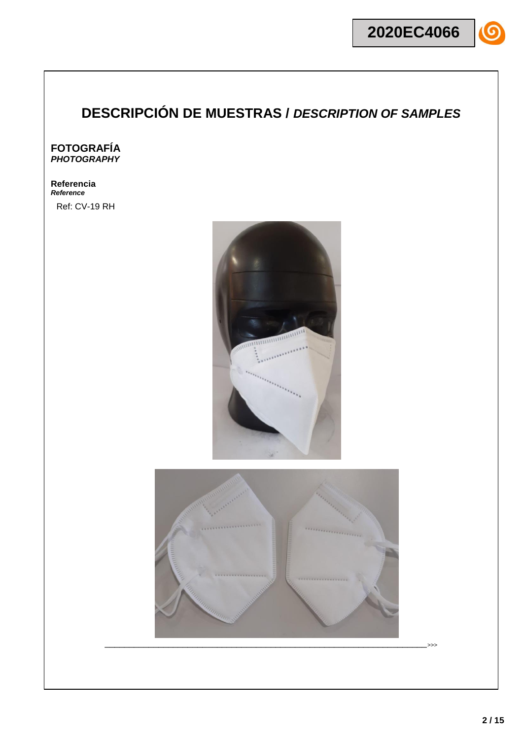# DESCRIPCIÓN DE MUESTRAS / *DESCRIPTION OF SAMPLES*

**FOTOGRAFÍA**
***PHOTOGRAPHY***

**Referencia**
***Reference***

Ref: CV-19 RH

\>>>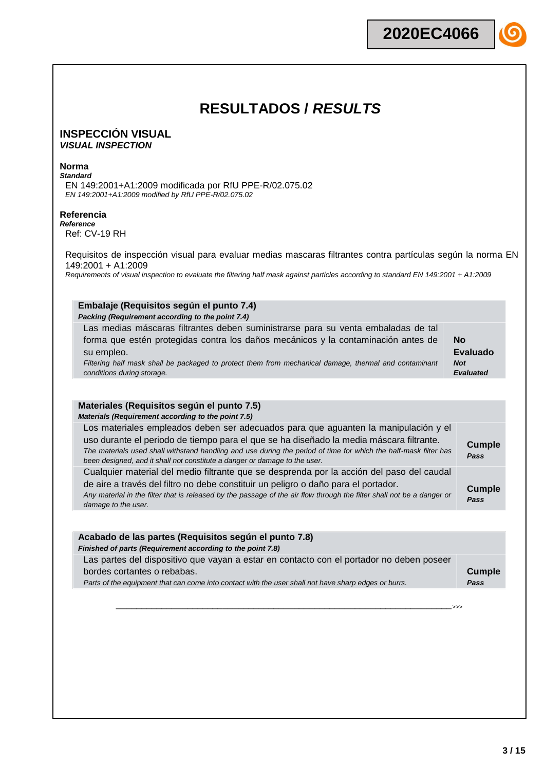# RESULTADOS / *RESULTS*

## INSPECCIÓN VISUAL
***VISUAL INSPECTION***

**Norma**
***Standard***

EN 149:2001+A1:2009 modificada por RfU PPE-R/02.075.02
*EN 149:2001+A1:2009 modified by RfU PPE-R/02.075.02*

**Referencia**
***Reference***

Ref: CV-19 RH

Requisitos de inspección visual para evaluar medias mascaras filtrantes contra partículas según la norma EN 149:2001 + A1:2009
*Requirements of visual inspection to evaluate the filtering half mask against particles according to standard EN 149:2001 + A1:2009*

| **Embalaje (Requisitos según el punto 7.4)** *Packing (Requirement according to the point 7.4)* | |
|---|---|
| Las medias máscaras filtrantes deben suministrarse para su venta embaladas de tal forma que estén protegidas contra los daños mecánicos y la contaminación antes de su empleo. *Filtering half mask shall be packaged to protect them from mechanical damage, thermal and contaminant conditions during storage.* | **No Evaluado** ***Not Evaluated*** |

| **Materiales (Requisitos según el punto 7.5)** *Materials (Requirement according to the point 7.5)* | |
|---|---|
| Los materiales empleados deben ser adecuados para que aguanten la manipulación y el uso durante el periodo de tiempo para el que se ha diseñado la media máscara filtrante. *The materials used shall withstand handling and use during the period of time for which the half-mask filter has been designed, and it shall not constitute a danger or damage to the user.* | **Cumple** ***Pass*** |
| Cualquier material del medio filtrante que se desprenda por la acción del paso del caudal de aire a través del filtro no debe constituir un peligro o daño para el portador. *Any material in the filter that is released by the passage of the air flow through the filter shall not be a danger or damage to the user.* | **Cumple** ***Pass*** |

| **Acabado de las partes (Requisitos según el punto 7.8)** *Finished of parts (Requirement according to the point 7.8)* | |
|---|---|
| Las partes del dispositivo que vayan a estar en contacto con el portador no deben poseer bordes cortantes o rebabas. *Parts of the equipment that can come into contact with the user shall not have sharp edges or burrs.* | **Cumple** ***Pass*** |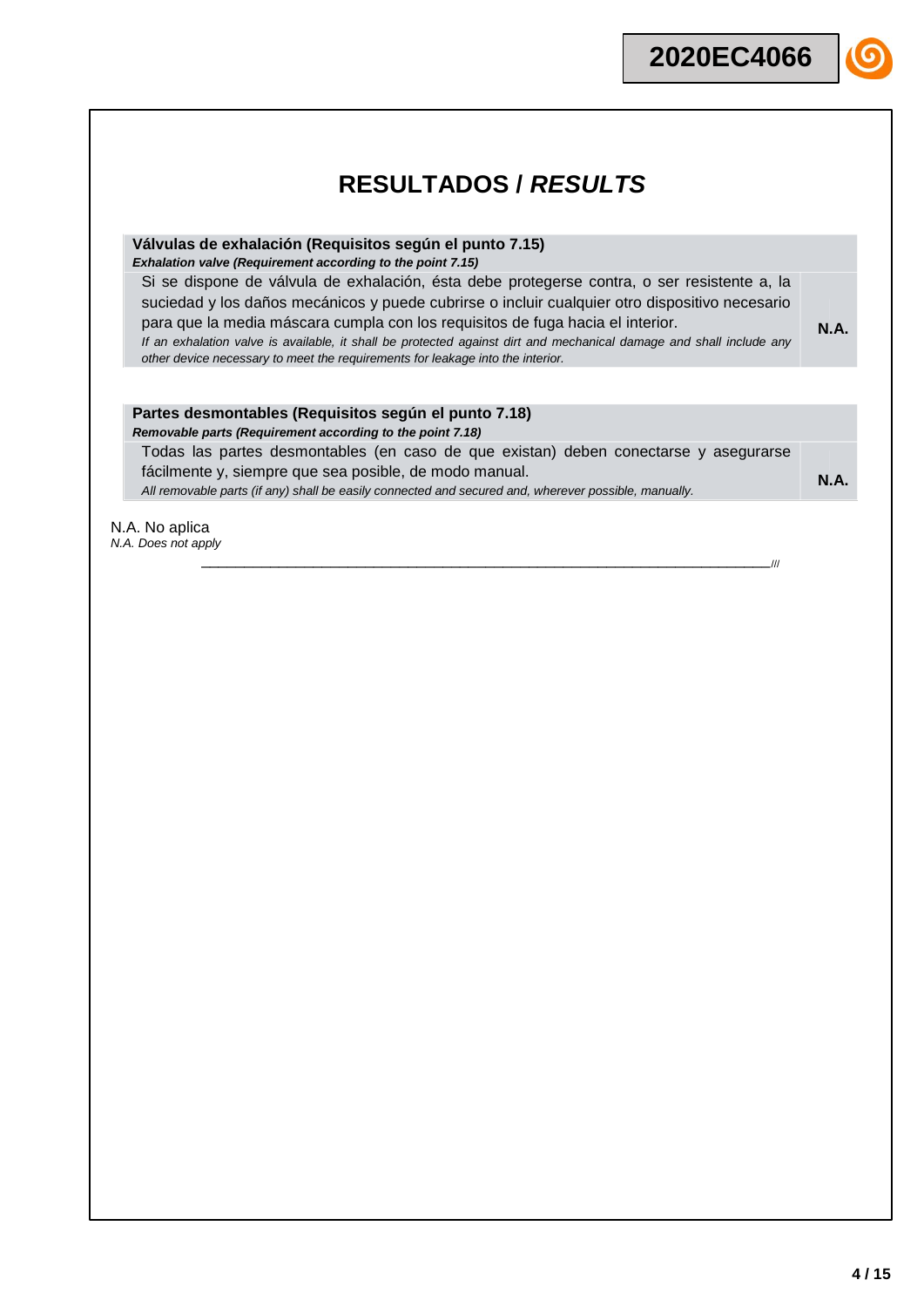# RESULTADOS / *RESULTS*

| **Válvulas de exhalación (Requisitos según el punto 7.15)**<br>***Exhalation valve (Requirement according to the point 7.15)*** | |
|---|---|
| Si se dispone de válvula de exhalación, ésta debe protegerse contra, o ser resistente a, la suciedad y los daños mecánicos y puede cubrirse o incluir cualquier otro dispositivo necesario para que la media máscara cumpla con los requisitos de fuga hacia el interior.<br>*If an exhalation valve is available, it shall be protected against dirt and mechanical damage and shall include any other device necessary to meet the requirements for leakage into the interior.* | **N.A.** |

| **Partes desmontables (Requisitos según el punto 7.18)**<br>***Removable parts (Requirement according to the point 7.18)*** | |
|---|---|
| Todas las partes desmontables (en caso de que existan) deben conectarse y asegurarse fácilmente y, siempre que sea posible, de modo manual.<br>*All removable parts (if any) shall be easily connected and secured and, wherever possible, manually.* | **N.A.** |

N.A. No aplica
*N.A. Does not apply*

___________________________________________________________________________///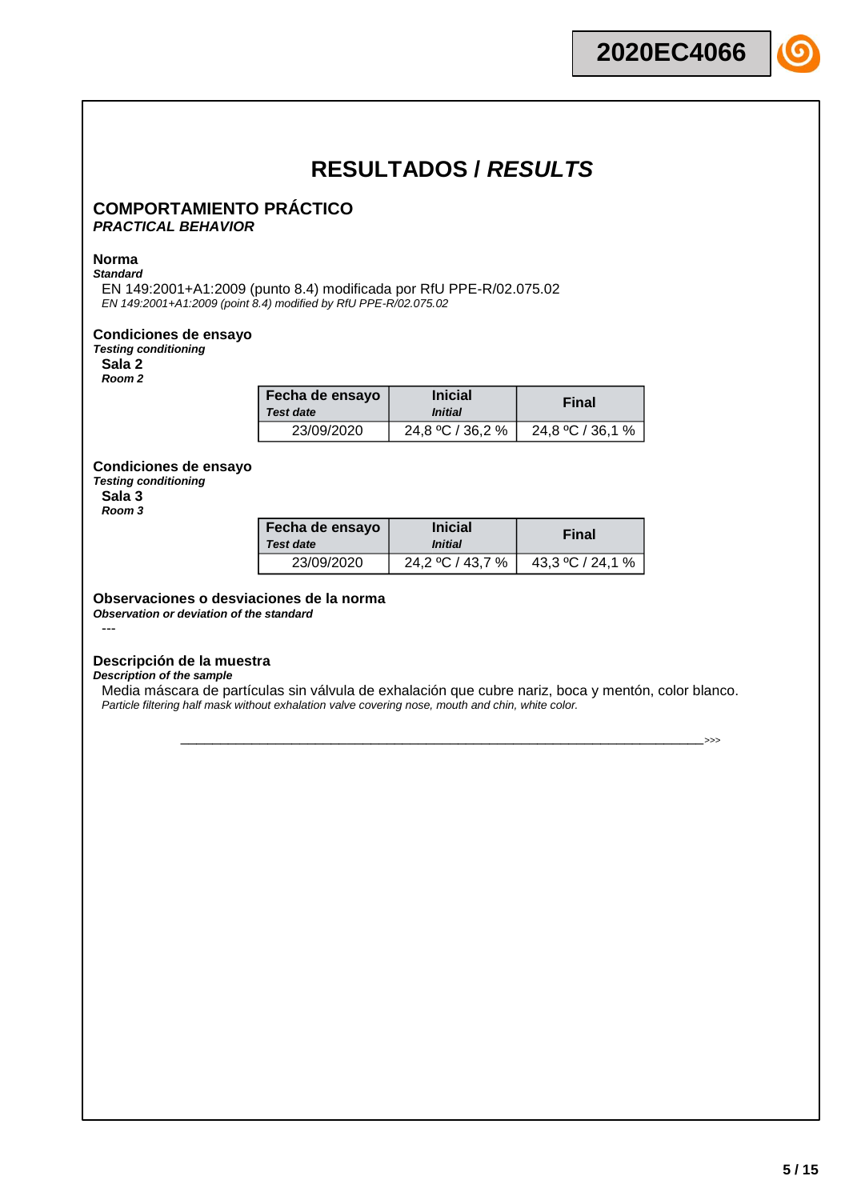# RESULTADOS / *RESULTS*

## COMPORTAMIENTO PRÁCTICO
***PRACTICAL BEHAVIOR***

**Norma**
***Standard***

EN 149:2001+A1:2009 (punto 8.4) modificada por RfU PPE-R/02.075.02
*EN 149:2001+A1:2009 (point 8.4) modified by RfU PPE-R/02.075.02*

**Condiciones de ensayo**
***Testing conditioning***

**Sala 2**
***Room 2***

| Fecha de ensayo *Test date* | Inicial *Initial* | Final |
|---|---|---|
| 23/09/2020 | 24,8 ºC / 36,2 % | 24,8 ºC / 36,1 % |

**Condiciones de ensayo**
***Testing conditioning***

**Sala 3**
***Room 3***

| Fecha de ensayo *Test date* | Inicial *Initial* | Final |
|---|---|---|
| 23/09/2020 | 24,2 ºC / 43,7 % | 43,3 ºC / 24,1 % |

**Observaciones o desviaciones de la norma**
***Observation or deviation of the standard***

---

**Descripción de la muestra**
***Description of the sample***

Media máscara de partículas sin válvula de exhalación que cubre nariz, boca y mentón, color blanco.
*Particle filtering half mask without exhalation valve covering nose, mouth and chin, white color.*

\_\_\_\_\_\_\_\_\_\_\_\_\_\_\_\_\_\_\_\_\_\_\_\_\_\_\_\_\_\_\_\_\_\_\_\_\_\_\_\_\_\_\_\_\_\_\_\_\_\_\_\_\_\_\_\_\_\_\_\_\_\_\_\_\_\_\_\_>>>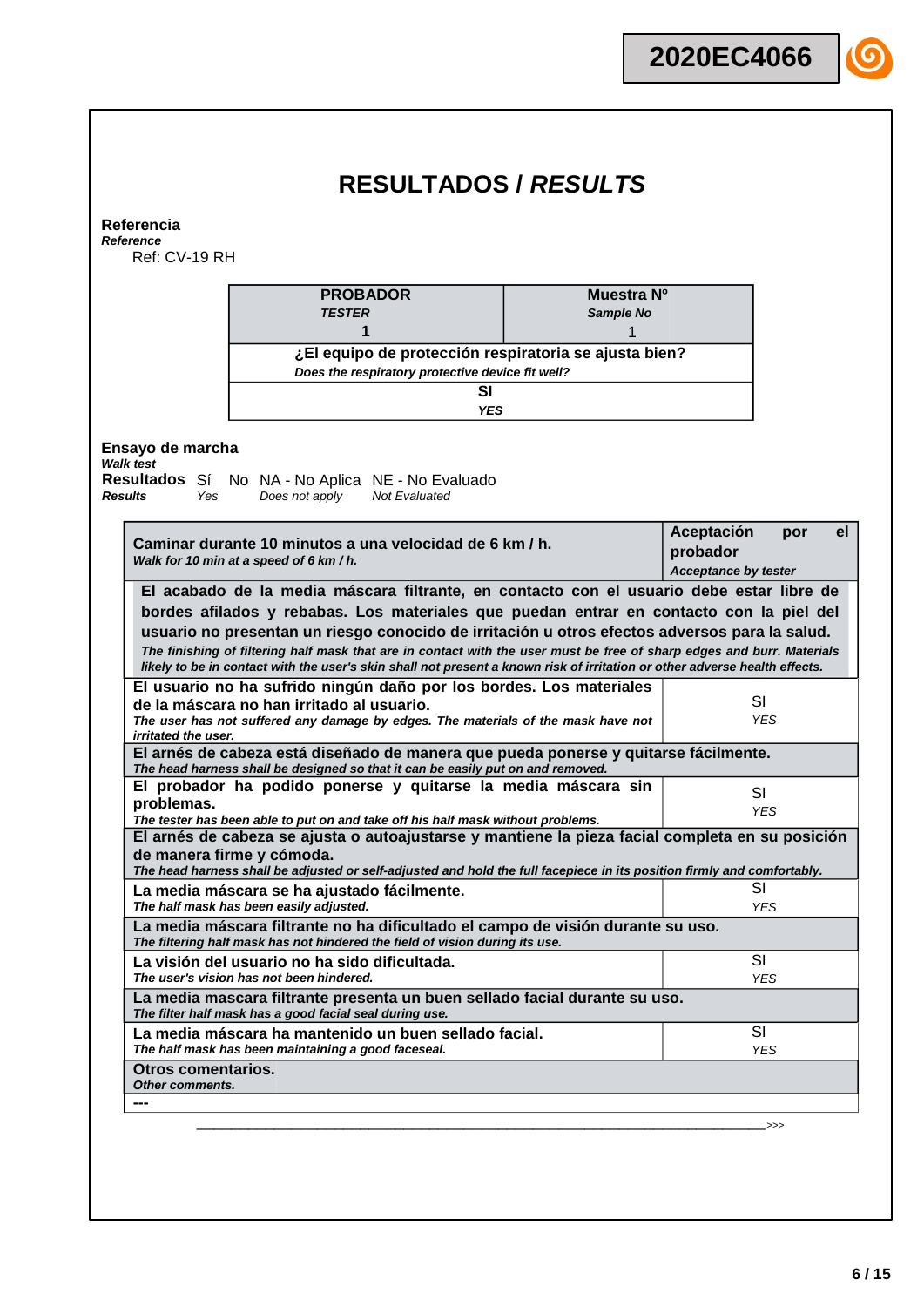# RESULTADOS / *RESULTS*

**Referencia**
***Reference***

Ref: CV-19 RH

| **PROBADOR** *TESTER* **1** | **Muestra Nº** *Sample No* 1 |
|---|---|
| **¿El equipo de protección respiratoria se ajusta bien?** *Does the respiratory protective device fit well?* | |
| **SI** ***YES*** | |

**Ensayo de marcha**
***Walk test***

**Resultados** Sí No NA - No Aplica NE - No Evaluado
***Results*** *Yes* *Does not apply* *Not Evaluated*

| **Caminar durante 10 minutos a una velocidad de 6 km / h.** ***Walk for 10 min at a speed of 6 km / h.*** | **Aceptación por el probador** ***Acceptance by tester*** |
|---|---|
| **El acabado de la media máscara filtrante, en contacto con el usuario debe estar libre de bordes afilados y rebabas. Los materiales que puedan entrar en contacto con la piel del usuario no presentan un riesgo conocido de irritación u otros efectos adversos para la salud.** ***The finishing of filtering half mask that are in contact with the user must be free of sharp edges and burr. Materials likely to be in contact with the user's skin shall not present a known risk of irritation or other adverse health effects.*** | |
| **El usuario no ha sufrido ningún daño por los bordes. Los materiales de la máscara no han irritado al usuario.** ***The user has not suffered any damage by edges. The materials of the mask have not irritated the user.*** | SI *YES* |
| **El arnés de cabeza está diseñado de manera que pueda ponerse y quitarse fácilmente.** ***The head harness shall be designed so that it can be easily put on and removed.*** | |
| **El probador ha podido ponerse y quitarse la media máscara sin problemas.** ***The tester has been able to put on and take off his half mask without problems.*** | SI *YES* |
| **El arnés de cabeza se ajusta o autoajustarse y mantiene la pieza facial completa en su posición de manera firme y cómoda.** ***The head harness shall be adjusted or self-adjusted and hold the full facepiece in its position firmly and comfortably.*** | |
| **La media máscara se ha ajustado fácilmente.** ***The half mask has been easily adjusted.*** | SI *YES* |
| **La media máscara filtrante no ha dificultado el campo de visión durante su uso.** ***The filtering half mask has not hindered the field of vision during its use.*** | |
| **La visión del usuario no ha sido dificultada.** ***The user's vision has not been hindered.*** | SI *YES* |
| **La media mascara filtrante presenta un buen sellado facial durante su uso.** ***The filter half mask has a good facial seal during use.*** | |
| **La media máscara ha mantenido un buen sellado facial.** ***The half mask has been maintaining a good faceseal.*** | SI *YES* |
| **Otros comentarios.** ***Other comments.*** | |
| **---** | |

>>>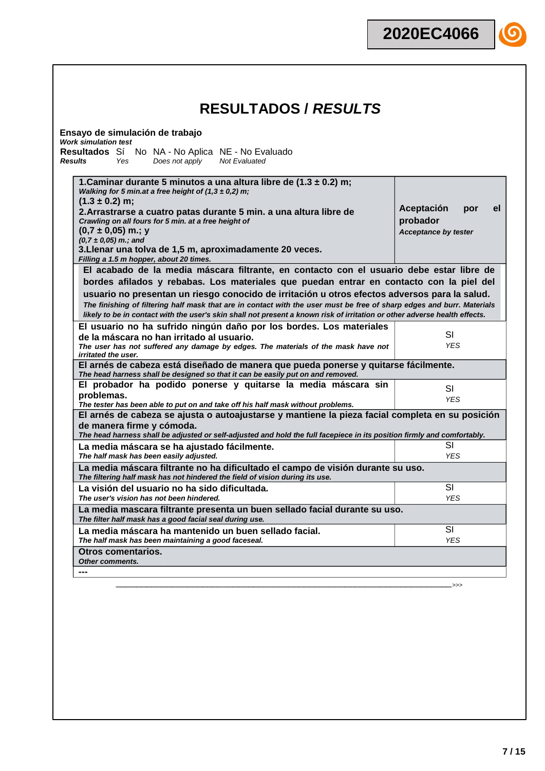2020EC4066

# RESULTADOS / *RESULTS*

**Ensayo de simulación de trabajo**
***Work simulation test***

**Resultados** Sí No NA - No Aplica NE - No Evaluado
***Results*** *Yes* *Does not apply* *Not Evaluated*

| **1.Caminar durante 5 minutos a una altura libre de (1.3 ± 0.2) m;** *Walking for 5 min.at a free height of (1,3 ± 0,2) m;* **(1.3 ± 0.2) m; 2.Arrastrarse a cuatro patas durante 5 min. a una altura libre de** *Crawling on all fours for 5 min. at a free height of* **(0,7 ± 0,05) m.; y** *(0,7 ± 0,05) m.; and* **3.Llenar una tolva de 1,5 m, aproximadamente 20 veces.** *Filling a 1.5 m hopper, about 20 times.* | **Aceptación por el probador** *Acceptance by tester* |
|---|---|
| **El acabado de la media máscara filtrante, en contacto con el usuario debe estar libre de bordes afilados y rebabas. Los materiales que puedan entrar en contacto con la piel del usuario no presentan un riesgo conocido de irritación u otros efectos adversos para la salud.** *The finishing of filtering half mask that are in contact with the user must be free of sharp edges and burr. Materials likely to be in contact with the user's skin shall not present a known risk of irritation or other adverse health effects.* | |
| El usuario no ha sufrido ningún daño por los bordes. Los materiales de la máscara no han irritado al usuario. *The user has not suffered any damage by edges. The materials of the mask have not irritated the user.* | SI *YES* |
| **El arnés de cabeza está diseñado de manera que pueda ponerse y quitarse fácilmente.** *The head harness shall be designed so that it can be easily put on and removed.* | |
| El probador ha podido ponerse y quitarse la media máscara sin problemas. *The tester has been able to put on and take off his half mask without problems.* | SI *YES* |
| **El arnés de cabeza se ajusta o autoajustarse y mantiene la pieza facial completa en su posición de manera firme y cómoda.** *The head harness shall be adjusted or self-adjusted and hold the full facepiece in its position firmly and comfortably.* | |
| La media máscara se ha ajustado fácilmente. *The half mask has been easily adjusted.* | SI *YES* |
| **La media máscara filtrante no ha dificultado el campo de visión durante su uso.** *The filtering half mask has not hindered the field of vision during its use.* | |
| La visión del usuario no ha sido dificultada. *The user's vision has not been hindered.* | SI *YES* |
| **La media mascara filtrante presenta un buen sellado facial durante su uso.** *The filter half mask has a good facial seal during use.* | |
| La media máscara ha mantenido un buen sellado facial. *The half mask has been maintaining a good faceseal.* | SI *YES* |
| **Otros comentarios.** *Other comments.* | |
| --- | |

\_\_\_\_\_\_\_\_\_\_\_\_\_\_\_\_\_\_\_\_\_\_\_\_\_\_\_\_\_\_\_\_\_\_\_\_\_\_\_\_\_\_\_\_\_\_\_\_\_\_\_\_\_\_\_\_\_\_\_\_\_\_\_\_\_\_>>>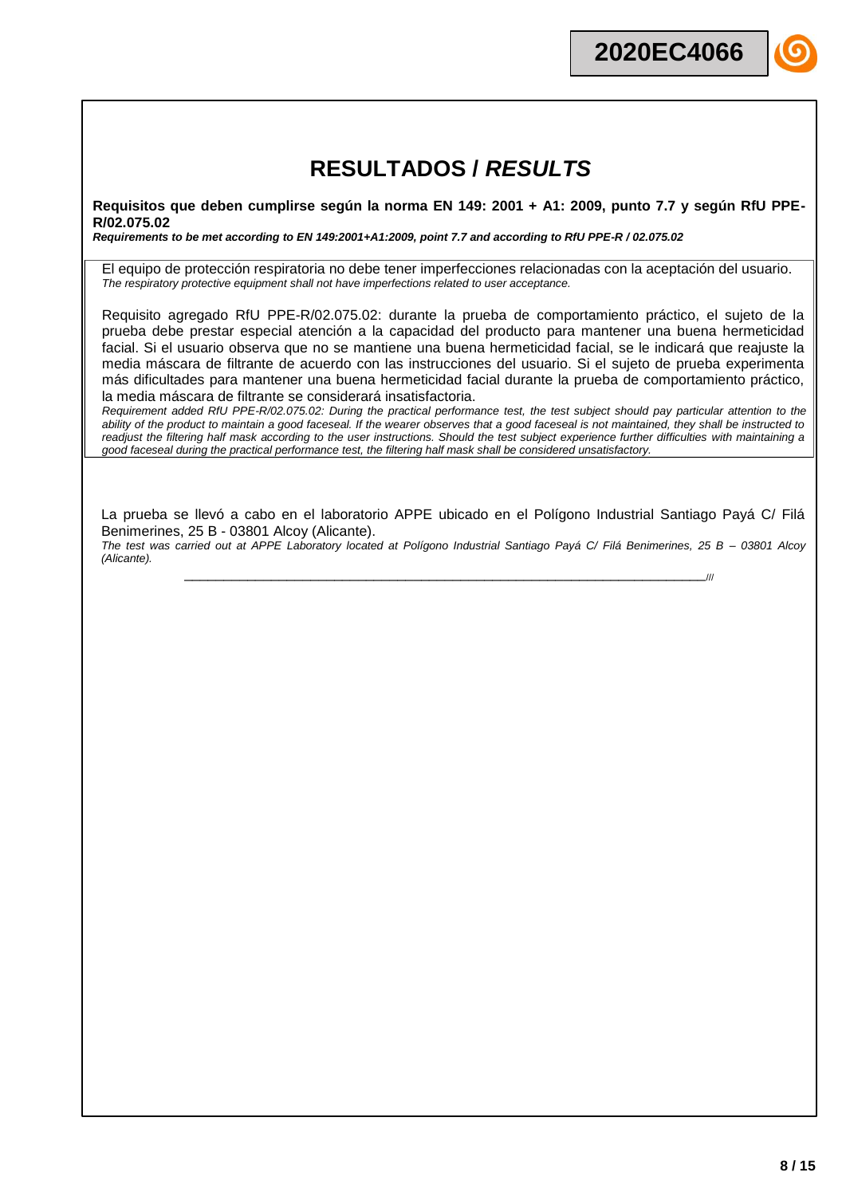# RESULTADOS / *RESULTS*

**Requisitos que deben cumplirse según la norma EN 149: 2001 + A1: 2009, punto 7.7 y según RfU PPE-R/02.075.02**
***Requirements to be met according to EN 149:2001+A1:2009, point 7.7 and according to RfU PPE-R / 02.075.02***

El equipo de protección respiratoria no debe tener imperfecciones relacionadas con la aceptación del usuario.
*The respiratory protective equipment shall not have imperfections related to user acceptance.*

Requisito agregado RfU PPE-R/02.075.02: durante la prueba de comportamiento práctico, el sujeto de la prueba debe prestar especial atención a la capacidad del producto para mantener una buena hermeticidad facial. Si el usuario observa que no se mantiene una buena hermeticidad facial, se le indicará que reajuste la media máscara de filtrante de acuerdo con las instrucciones del usuario. Si el sujeto de prueba experimenta más dificultades para mantener una buena hermeticidad facial durante la prueba de comportamiento práctico, la media máscara de filtrante se considerará insatisfactoria.
*Requirement added RfU PPE-R/02.075.02: During the practical performance test, the test subject should pay particular attention to the ability of the product to maintain a good faceseal. If the wearer observes that a good faceseal is not maintained, they shall be instructed to readjust the filtering half mask according to the user instructions. Should the test subject experience further difficulties with maintaining a good faceseal during the practical performance test, the filtering half mask shall be considered unsatisfactory.*

La prueba se llevó a cabo en el laboratorio APPE ubicado en el Polígono Industrial Santiago Payá C/ Filá Benimerines, 25 B - 03801 Alcoy (Alicante).
*The test was carried out at APPE Laboratory located at Polígono Industrial Santiago Payá C/ Filá Benimerines, 25 B – 03801 Alcoy (Alicante).*

___________________________________________________________///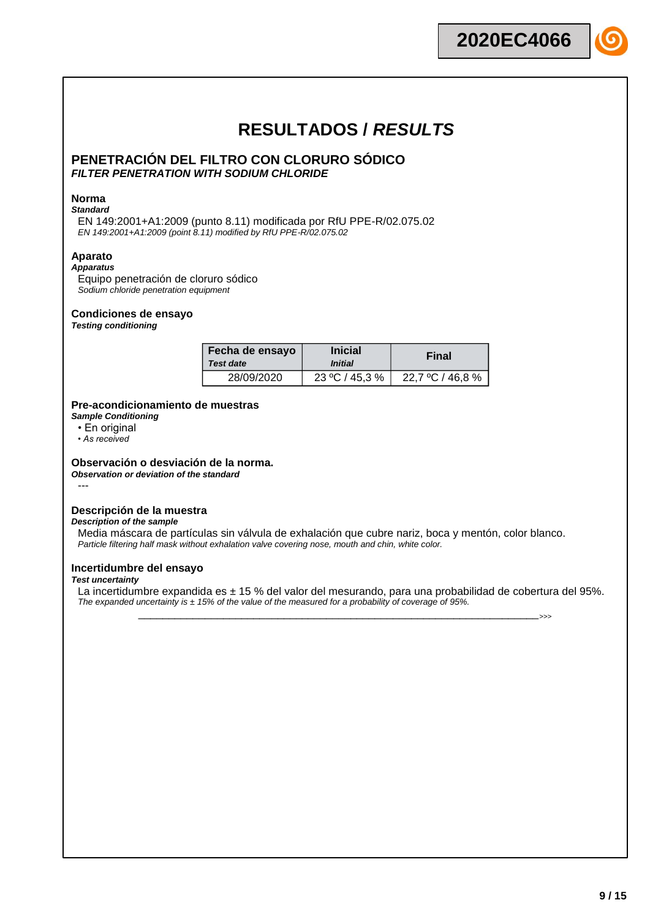# RESULTADOS / *RESULTS*

## PENETRACIÓN DEL FILTRO CON CLORURO SÓDICO
***FILTER PENETRATION WITH SODIUM CHLORIDE***

**Norma**
***Standard***

EN 149:2001+A1:2009 (punto 8.11) modificada por RfU PPE-R/02.075.02
*EN 149:2001+A1:2009 (point 8.11) modified by RfU PPE-R/02.075.02*

**Aparato**
***Apparatus***

Equipo penetración de cloruro sódico
*Sodium chloride penetration equipment*

**Condiciones de ensayo**
***Testing conditioning***

| Fecha de ensayo *Test date* | Inicial *Initial* | Final |
|---|---|---|
| 28/09/2020 | 23 ºC / 45,3 % | 22,7 ºC / 46,8 % |

**Pre-acondicionamiento de muestras**
***Sample Conditioning***

- En original
- *As received*

**Observación o desviación de la norma.**
***Observation or deviation of the standard***

---

**Descripción de la muestra**
***Description of the sample***

Media máscara de partículas sin válvula de exhalación que cubre nariz, boca y mentón, color blanco.
*Particle filtering half mask without exhalation valve covering nose, mouth and chin, white color.*

**Incertidumbre del ensayo**
***Test uncertainty***

La incertidumbre expandida es ± 15 % del valor del mesurando, para una probabilidad de cobertura del 95%.
*The expanded uncertainty is ± 15% of the value of the measured for a probability of coverage of 95%.*

\>>>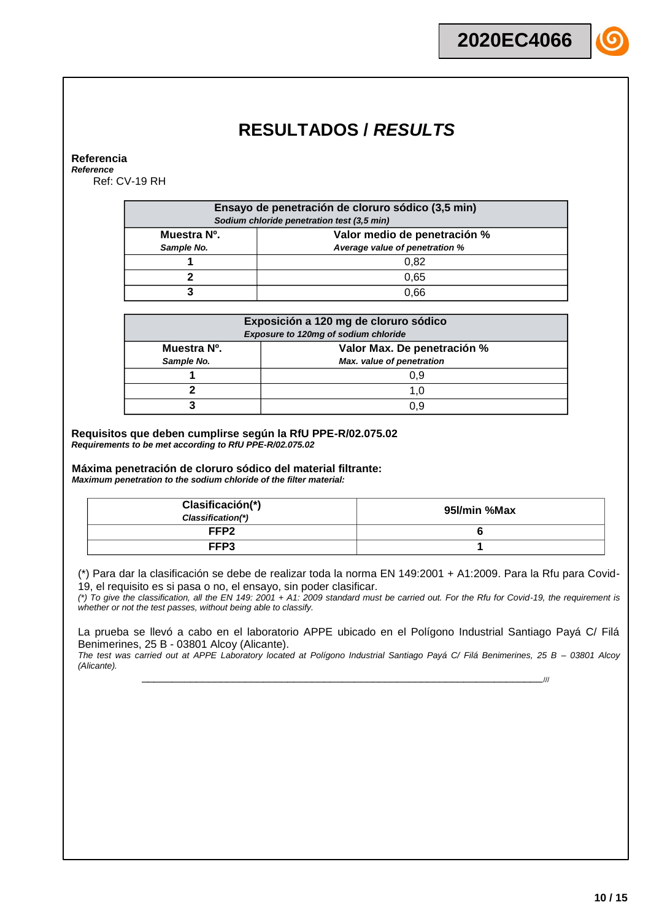# RESULTADOS / *RESULTS*

**Referencia**
***Reference***

Ref: CV-19 RH

| **Ensayo de penetración de cloruro sódico (3,5 min)** *Sodium chloride penetration test (3,5 min)* | |
|---|---|
| **Muestra Nº.** *Sample No.* | **Valor medio de penetración %** *Average value of penetration %* |
| **1** | 0,82 |
| **2** | 0,65 |
| **3** | 0,66 |

| **Exposición a 120 mg de cloruro sódico** *Exposure to 120mg of sodium chloride* | |
|---|---|
| **Muestra Nº.** *Sample No.* | **Valor Max. De penetración %** *Max. value of penetration* |
| **1** | 0,9 |
| **2** | 1,0 |
| **3** | 0,9 |

**Requisitos que deben cumplirse según la RfU PPE-R/02.075.02**
***Requirements to be met according to RfU PPE-R/02.075.02***

**Máxima penetración de cloruro sódico del material filtrante:**
***Maximum penetration to the sodium chloride of the filter material:***

| **Clasificación(*)** *Classification(*)* | **95l/min %Max** |
|---|---|
| **FFP2** | **6** |
| **FFP3** | **1** |

(*) Para dar la clasificación se debe de realizar toda la norma EN 149:2001 + A1:2009. Para la Rfu para Covid-19, el requisito es si pasa o no, el ensayo, sin poder clasificar.
*(*) To give the classification, all the EN 149: 2001 + A1: 2009 standard must be carried out. For the Rfu for Covid-19, the requirement is whether or not the test passes, without being able to classify.*

La prueba se llevó a cabo en el laboratorio APPE ubicado en el Polígono Industrial Santiago Payá C/ Filá Benimerines, 25 B - 03801 Alcoy (Alicante).
*The test was carried out at APPE Laboratory located at Polígono Industrial Santiago Payá C/ Filá Benimerines, 25 B – 03801 Alcoy (Alicante).*

___________________________________________________________________________///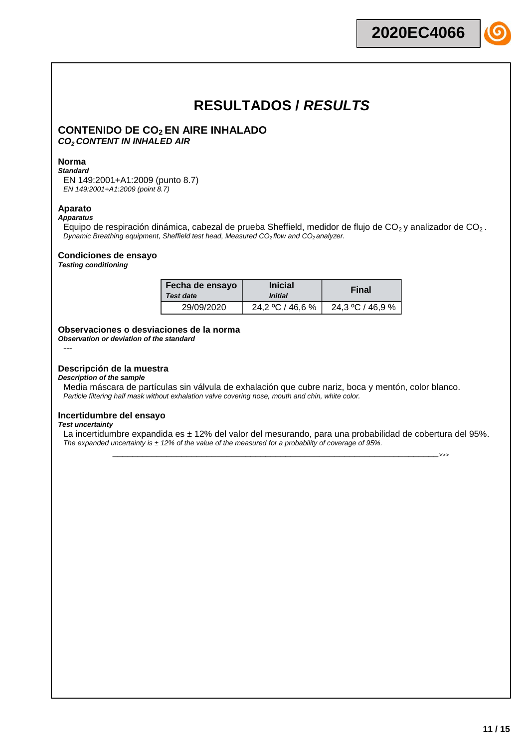# RESULTADOS / *RESULTS*

## CONTENIDO DE $CO_2$ EN AIRE INHALADO
***$CO_2$ CONTENT IN INHALED AIR***

**Norma**
***Standard***

EN 149:2001+A1:2009 (punto 8.7)
*EN 149:2001+A1:2009 (point 8.7)*

**Aparato**
***Apparatus***

Equipo de respiración dinámica, cabezal de prueba Sheffield, medidor de flujo de $CO_2$ y analizador de $CO_2$ .
*Dynamic Breathing equipment, Sheffield test head, Measured $CO_2$ flow and $CO_2$ analyzer.*

**Condiciones de ensayo**
***Testing conditioning***

| Fecha de ensayo *Test date* | Inicial *Initial* | Final |
|---|---|---|
| 29/09/2020 | 24,2 ºC / 46,6 % | 24,3 ºC / 46,9 % |

**Observaciones o desviaciones de la norma**
***Observation or deviation of the standard***

---

**Descripción de la muestra**
***Description of the sample***

Media máscara de partículas sin válvula de exhalación que cubre nariz, boca y mentón, color blanco.
*Particle filtering half mask without exhalation valve covering nose, mouth and chin, white color.*

**Incertidumbre del ensayo**
***Test uncertainty***

La incertidumbre expandida es ± 12% del valor del mesurando, para una probabilidad de cobertura del 95%.
*The expanded uncertainty is ± 12% of the value of the measured for a probability of coverage of 95%.*

\_\_\_\_\_\_\_\_\_\_\_\_\_\_\_\_\_\_\_\_\_\_\_\_\_\_\_\_\_\_\_\_\_\_\_\_\_\_\_\_\_\_\_\_\_\_\_\_\_\_\_\_\_\_\_\_\_\_\_\_\_\_\_\_\_\_\_\_\_\_>>>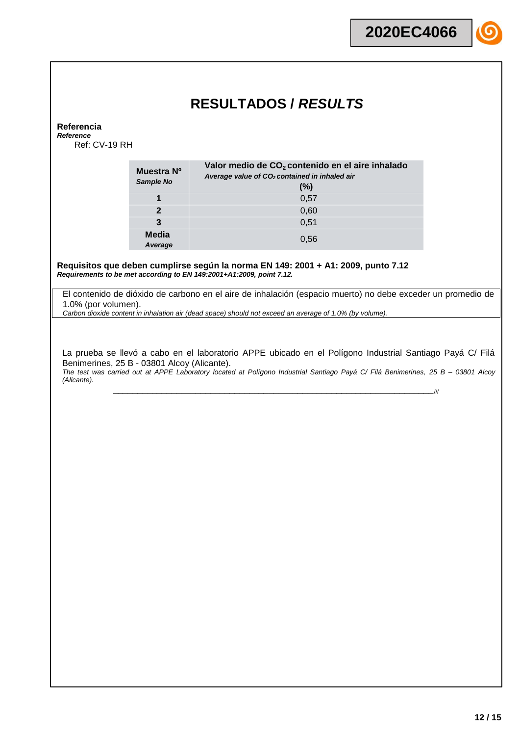# RESULTADOS / *RESULTS*

**Referencia**
***Reference***

Ref: CV-19 RH

| **Muestra Nº** *Sample No* | **Valor medio de $CO_2$ contenido en el aire inhalado** *Average value of $CO_2$ contained in inhaled air* **(%)** |
|---|---|
| **1** | 0,57 |
| **2** | 0,60 |
| **3** | 0,51 |
| **Media** *Average* | 0,56 |

**Requisitos que deben cumplirse según la norma EN 149: 2001 + A1: 2009, punto 7.12**
***Requirements to be met according to EN 149:2001+A1:2009, point 7.12.***

El contenido de dióxido de carbono en el aire de inhalación (espacio muerto) no debe exceder un promedio de 1.0% (por volumen).
*Carbon dioxide content in inhalation air (dead space) should not exceed an average of 1.0% (by volume).*

La prueba se llevó a cabo en el laboratorio APPE ubicado en el Polígono Industrial Santiago Payá C/ Filá Benimerines, 25 B - 03801 Alcoy (Alicante).
*The test was carried out at APPE Laboratory located at Polígono Industrial Santiago Payá C/ Filá Benimerines, 25 B – 03801 Alcoy (Alicante).*

\_\_\_\_\_\_\_\_\_\_\_\_\_\_\_\_\_\_\_\_\_\_\_\_\_\_\_\_\_\_\_\_\_\_\_\_\_\_\_\_\_\_\_\_\_\_\_\_\_\_\_\_\_\_\_\_\_\_\_\_\_\_\_\_\_\_\_\_\_\_///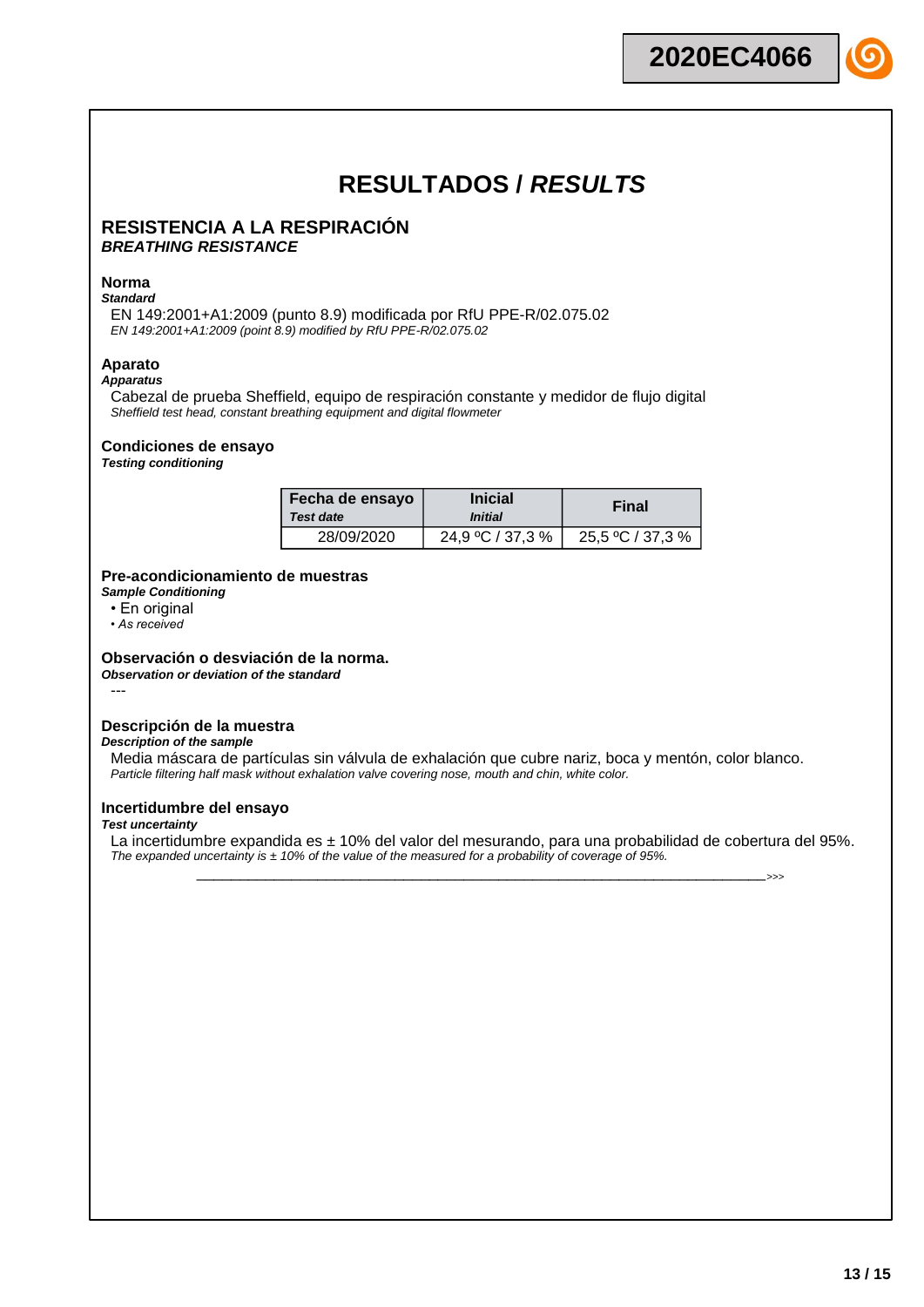# RESULTADOS / *RESULTS*

## RESISTENCIA A LA RESPIRACIÓN
***BREATHING RESISTANCE***

**Norma**
***Standard***

EN 149:2001+A1:2009 (punto 8.9) modificada por RfU PPE-R/02.075.02
*EN 149:2001+A1:2009 (point 8.9) modified by RfU PPE-R/02.075.02*

**Aparato**
***Apparatus***

Cabezal de prueba Sheffield, equipo de respiración constante y medidor de flujo digital
*Sheffield test head, constant breathing equipment and digital flowmeter*

**Condiciones de ensayo**
***Testing conditioning***

| Fecha de ensayo *Test date* | Inicial *Initial* | Final |
|---|---|---|
| 28/09/2020 | 24,9 ºC / 37,3 % | 25,5 ºC / 37,3 % |

**Pre-acondicionamiento de muestras**
***Sample Conditioning***

- En original
- *As received*

**Observación o desviación de la norma.**
***Observation or deviation of the standard***

---

**Descripción de la muestra**
***Description of the sample***

Media máscara de partículas sin válvula de exhalación que cubre nariz, boca y mentón, color blanco.
*Particle filtering half mask without exhalation valve covering nose, mouth and chin, white color.*

**Incertidumbre del ensayo**
***Test uncertainty***

La incertidumbre expandida es ± 10% del valor del mesurando, para una probabilidad de cobertura del 95%.
*The expanded uncertainty is ± 10% of the value of the measured for a probability of coverage of 95%.*

>>>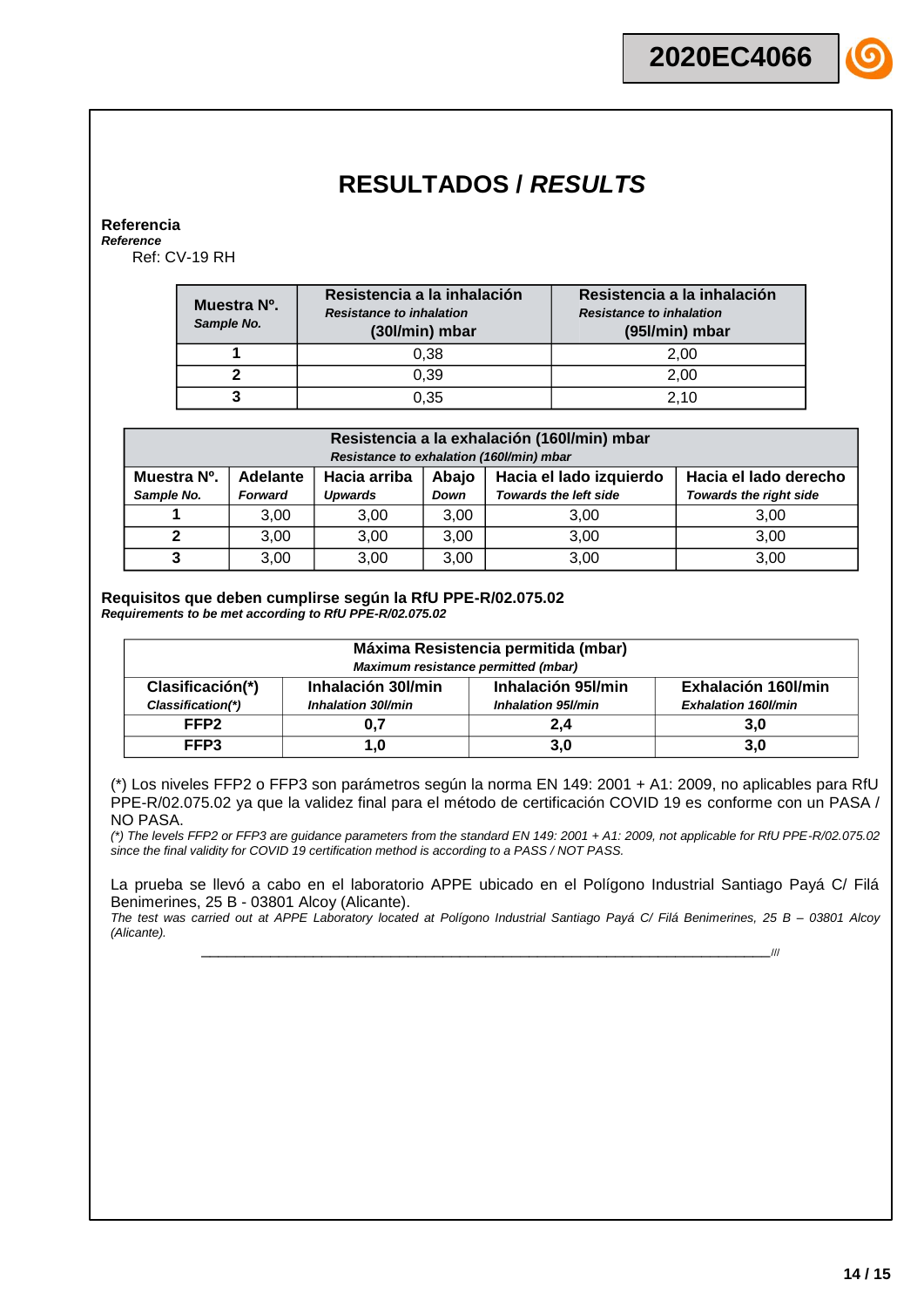# RESULTADOS / *RESULTS*

**Referencia**
***Reference***

Ref: CV-19 RH

| Muestra Nº. *Sample No.* | Resistencia a la inhalación *Resistance to inhalation* (30l/min) mbar | Resistencia a la inhalación *Resistance to inhalation* (95l/min) mbar |
|---|---|---|
| **1** | 0,38 | 2,00 |
| **2** | 0,39 | 2,00 |
| **3** | 0,35 | 2,10 |

| Resistencia a la exhalación (160l/min) mbar *Resistance to exhalation (160l/min) mbar* | | | | | |
|---|---|---|---|---|---|
| **Muestra Nº.** *Sample No.* | **Adelante** *Forward* | **Hacia arriba** *Upwards* | **Abajo** *Down* | **Hacia el lado izquierdo** *Towards the left side* | **Hacia el lado derecho** *Towards the right side* |
| **1** | 3,00 | 3,00 | 3,00 | 3,00 | 3,00 |
| **2** | 3,00 | 3,00 | 3,00 | 3,00 | 3,00 |
| **3** | 3,00 | 3,00 | 3,00 | 3,00 | 3,00 |

**Requisitos que deben cumplirse según la RfU PPE-R/02.075.02**
***Requirements to be met according to RfU PPE-R/02.075.02***

| Máxima Resistencia permitida (mbar) *Maximum resistance permitted (mbar)* | | | |
|---|---|---|---|
| **Clasificación(\*)** *Classification(\*)* | **Inhalación 30l/min** *Inhalation 30l/min* | **Inhalación 95l/min** *Inhalation 95l/min* | **Exhalación 160l/min** *Exhalation 160l/min* |
| **FFP2** | **0,7** | **2,4** | **3,0** |
| **FFP3** | **1,0** | **3,0** | **3,0** |

(*) Los niveles FFP2 o FFP3 son parámetros según la norma EN 149: 2001 + A1: 2009, no aplicables para RfU PPE-R/02.075.02 ya que la validez final para el método de certificación COVID 19 es conforme con un PASA / NO PASA.
*(\*) The levels FFP2 or FFP3 are guidance parameters from the standard EN 149: 2001 + A1: 2009, not applicable for RfU PPE-R/02.075.02 since the final validity for COVID 19 certification method is according to a PASS / NOT PASS.*

La prueba se llevó a cabo en el laboratorio APPE ubicado en el Polígono Industrial Santiago Payá C/ Filá Benimerines, 25 B - 03801 Alcoy (Alicante).
*The test was carried out at APPE Laboratory located at Polígono Industrial Santiago Payá C/ Filá Benimerines, 25 B – 03801 Alcoy (Alicante).*

___________________________________________________________________///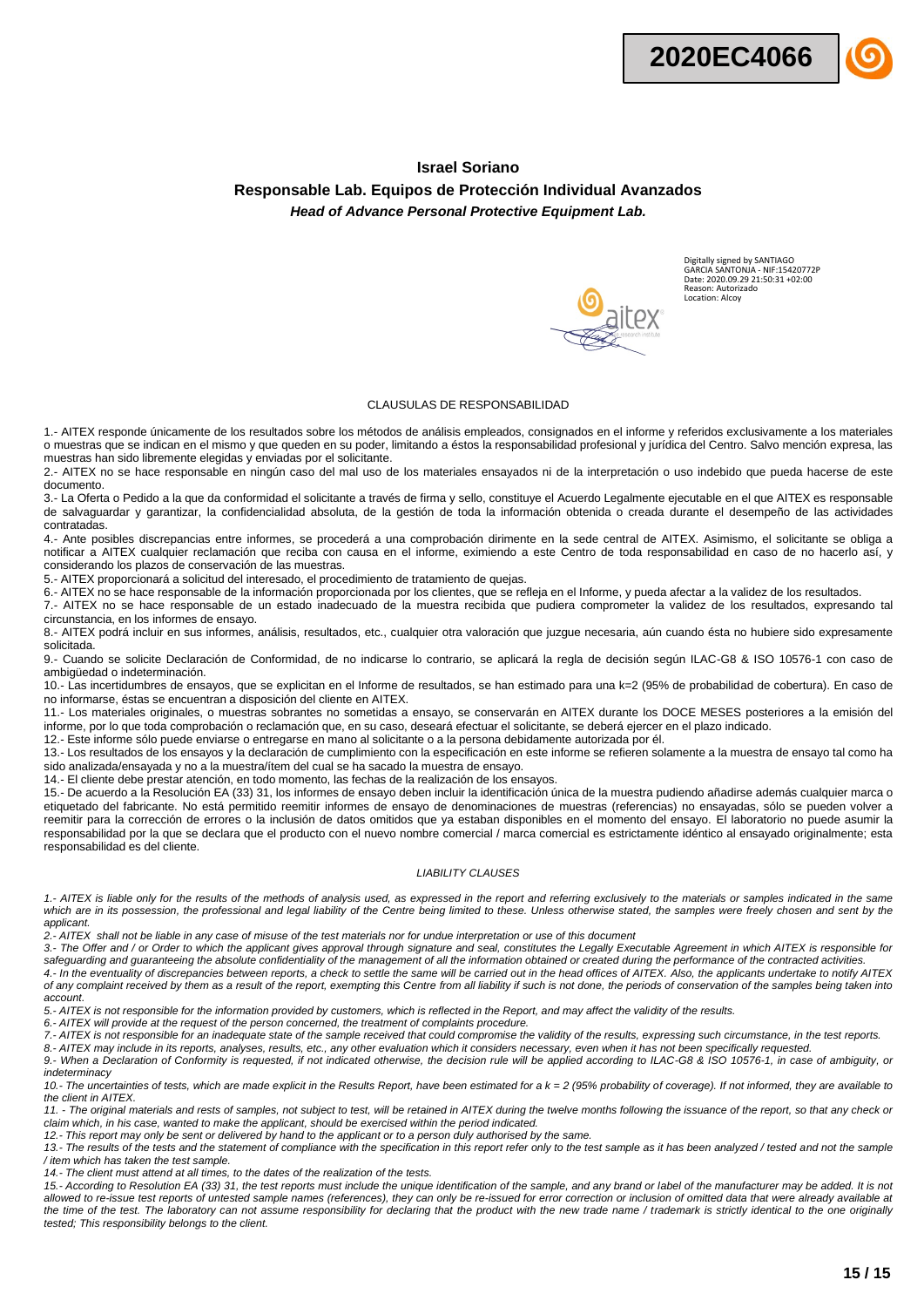2020EC4066

**Israel Soriano**

**Responsable Lab. Equipos de Protección Individual Avanzados**

***Head of Advance Personal Protective Equipment Lab.***

Digitally signed by SANTIAGO GARCIA SANTONJA - NIF:15420772P
Date: 2020.09.29 21:50:31 +02:00
Reason: Autorizado
Location: Alcoy

CLAUSULAS DE RESPONSABILIDAD

1.- AITEX responde únicamente de los resultados sobre los métodos de análisis empleados, consignados en el informe y referidos exclusivamente a los materiales o muestras que se indican en el mismo y que queden en su poder, limitando a éstos la responsabilidad profesional y jurídica del Centro. Salvo mención expresa, las muestras han sido libremente elegidas y enviadas por el solicitante.

2.- AITEX no se hace responsable en ningún caso del mal uso de los materiales ensayados ni de la interpretación o uso indebido que pueda hacerse de este documento.

3.- La Oferta o Pedido a la que da conformidad el solicitante a través de firma y sello, constituye el Acuerdo Legalmente ejecutable en el que AITEX es responsable de salvaguardar y garantizar, la confidencialidad absoluta, de la gestión de toda la información obtenida o creada durante el desempeño de las actividades contratadas.

4.- Ante posibles discrepancias entre informes, se procederá a una comprobación dirimente en la sede central de AITEX. Asimismo, el solicitante se obliga a notificar a AITEX cualquier reclamación que reciba con causa en el informe, eximiendo a este Centro de toda responsabilidad en caso de no hacerlo así, y considerando los plazos de conservación de las muestras.

5.- AITEX proporcionará a solicitud del interesado, el procedimiento de tratamiento de quejas.

6.- AITEX no se hace responsable de la información proporcionada por los clientes, que se refleja en el Informe, y pueda afectar a la validez de los resultados.

7.- AITEX no se hace responsable de un estado inadecuado de la muestra recibida que pudiera comprometer la validez de los resultados, expresando tal circunstancia, en los informes de ensayo.

8.- AITEX podrá incluir en sus informes, análisis, resultados, etc., cualquier otra valoración que juzgue necesaria, aún cuando ésta no hubiere sido expresamente solicitada.

9.- Cuando se solicite Declaración de Conformidad, de no indicarse lo contrario, se aplicará la regla de decisión según ILAC-G8 & ISO 10576-1 con caso de ambigüedad o indeterminación.

10.- Las incertidumbres de ensayos, que se explicitan en el Informe de resultados, se han estimado para una k=2 (95% de probabilidad de cobertura). En caso de no informarse, éstas se encuentran a disposición del cliente en AITEX.

11.- Los materiales originales, o muestras sobrantes no sometidas a ensayo, se conservarán en AITEX durante los DOCE MESES posteriores a la emisión del informe, por lo que toda comprobación o reclamación que, en su caso, deseará efectuar el solicitante, se deberá ejercer en el plazo indicado.

12.- Este informe sólo puede enviarse o entregarse en mano al solicitante o a la persona debidamente autorizada por él.

13.- Los resultados de los ensayos y la declaración de cumplimiento con la especificación en este informe se refieren solamente a la muestra de ensayo tal como ha sido analizada/ensayada y no a la muestra/ítem del cual se ha sacado la muestra de ensayo.

14.- El cliente debe prestar atención, en todo momento, las fechas de la realización de los ensayos.

15.- De acuerdo a la Resolución EA (33) 31, los informes de ensayo deben incluir la identificación única de la muestra pudiendo añadirse además cualquier marca o etiquetado del fabricante. No está permitido reemitir informes de ensayo de denominaciones de muestras (referencias) no ensayadas, sólo se pueden volver a reemitir para la corrección de errores o la inclusión de datos omitidos que ya estaban disponibles en el momento del ensayo. El laboratorio no puede asumir la responsabilidad por la que se declara que el producto con el nuevo nombre comercial / marca comercial es estrictamente idéntico al ensayado originalmente; esta responsabilidad es del cliente.

*LIABILITY CLAUSES*

*1.- AITEX is liable only for the results of the methods of analysis used, as expressed in the report and referring exclusively to the materials or samples indicated in the same which are in its possession, the professional and legal liability of the Centre being limited to these. Unless otherwise stated, the samples were freely chosen and sent by the applicant.*

*2.- AITEX shall not be liable in any case of misuse of the test materials nor for undue interpretation or use of this document*

*3.- The Offer and / or Order to which the applicant gives approval through signature and seal, constitutes the Legally Executable Agreement in which AITEX is responsible for safeguarding and guaranteeing the absolute confidentiality of the management of all the information obtained or created during the performance of the contracted activities.*

*4.- In the eventuality of discrepancies between reports, a check to settle the same will be carried out in the head offices of AITEX. Also, the applicants undertake to notify AITEX of any complaint received by them as a result of the report, exempting this Centre from all liability if such is not done, the periods of conservation of the samples being taken into account.*

*5.- AITEX is not responsible for the information provided by customers, which is reflected in the Report, and may affect the validity of the results.*

*6.- AITEX will provide at the request of the person concerned, the treatment of complaints procedure.*

*7.- AITEX is not responsible for an inadequate state of the sample received that could compromise the validity of the results, expressing such circumstance, in the test reports.*

*8.- AITEX may include in its reports, analyses, results, etc., any other evaluation which it considers necessary, even when it has not been specifically requested.*

*9.- When a Declaration of Conformity is requested, if not indicated otherwise, the decision rule will be applied according to ILAC-G8 & ISO 10576-1, in case of ambiguity, or indeterminacy*

*10.- The uncertainties of tests, which are made explicit in the Results Report, have been estimated for a k = 2 (95% probability of coverage). If not informed, they are available to the client in AITEX.*

*11. - The original materials and rests of samples, not subject to test, will be retained in AITEX during the twelve months following the issuance of the report, so that any check or claim which, in his case, wanted to make the applicant, should be exercised within the period indicated.*

*12.- This report may only be sent or delivered by hand to the applicant or to a person duly authorised by the same.*

*13.- The results of the tests and the statement of compliance with the specification in this report refer only to the test sample as it has been analyzed / tested and not the sample / item which has taken the test sample.*

*14.- The client must attend at all times, to the dates of the realization of the tests.*

*15.- According to Resolution EA (33) 31, the test reports must include the unique identification of the sample, and any brand or label of the manufacturer may be added. It is not allowed to re-issue test reports of untested sample names (references), they can only be re-issued for error correction or inclusion of omitted data that were already available at the time of the test. The laboratory can not assume responsibility for declaring that the product with the new trade name / trademark is strictly identical to the one originally tested; This responsibility belongs to the client.*